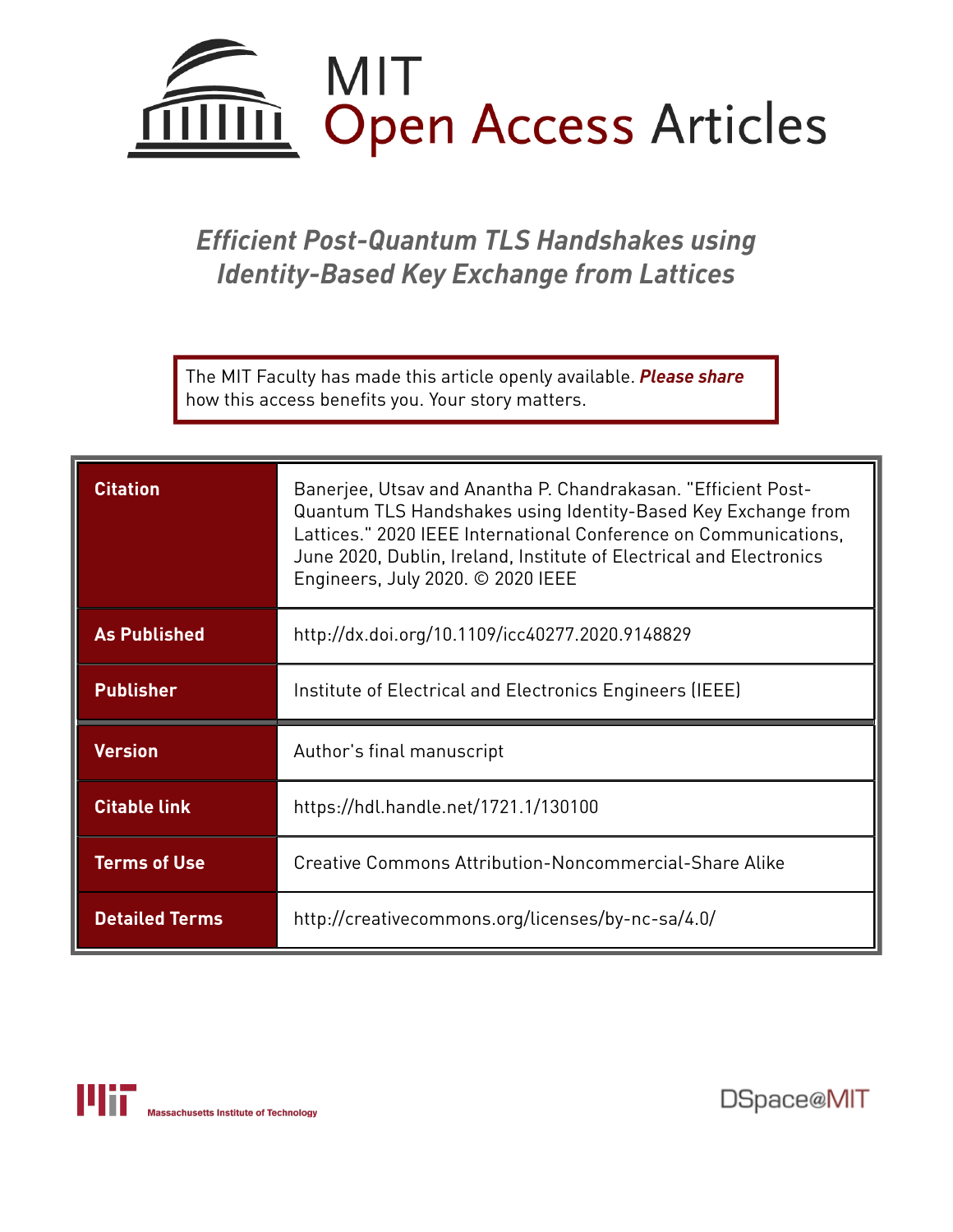MIT
Open Access Articles

# *Efficient Post-Quantum TLS Handshakes using Identity-Based Key Exchange from Lattices*

The MIT Faculty has made this article openly available. ***Please share*** how this access benefits you. Your story matters.

| | |
|---|---|
| **Citation** | Banerjee, Utsav and Anantha P. Chandrakasan. "Efficient Post-Quantum TLS Handshakes using Identity-Based Key Exchange from Lattices." 2020 IEEE International Conference on Communications, June 2020, Dublin, Ireland, Institute of Electrical and Electronics Engineers, July 2020. © 2020 IEEE |
| **As Published** | http://dx.doi.org/10.1109/icc40277.2020.9148829 |
| **Publisher** | Institute of Electrical and Electronics Engineers (IEEE) |
| **Version** | Author's final manuscript |
| **Citable link** | https://hdl.handle.net/1721.1/130100 |
| **Terms of Use** | Creative Commons Attribution-Noncommercial-Share Alike |
| **Detailed Terms** | http://creativecommons.org/licenses/by-nc-sa/4.0/ |

Massachusetts Institute of Technology

DSpace@MIT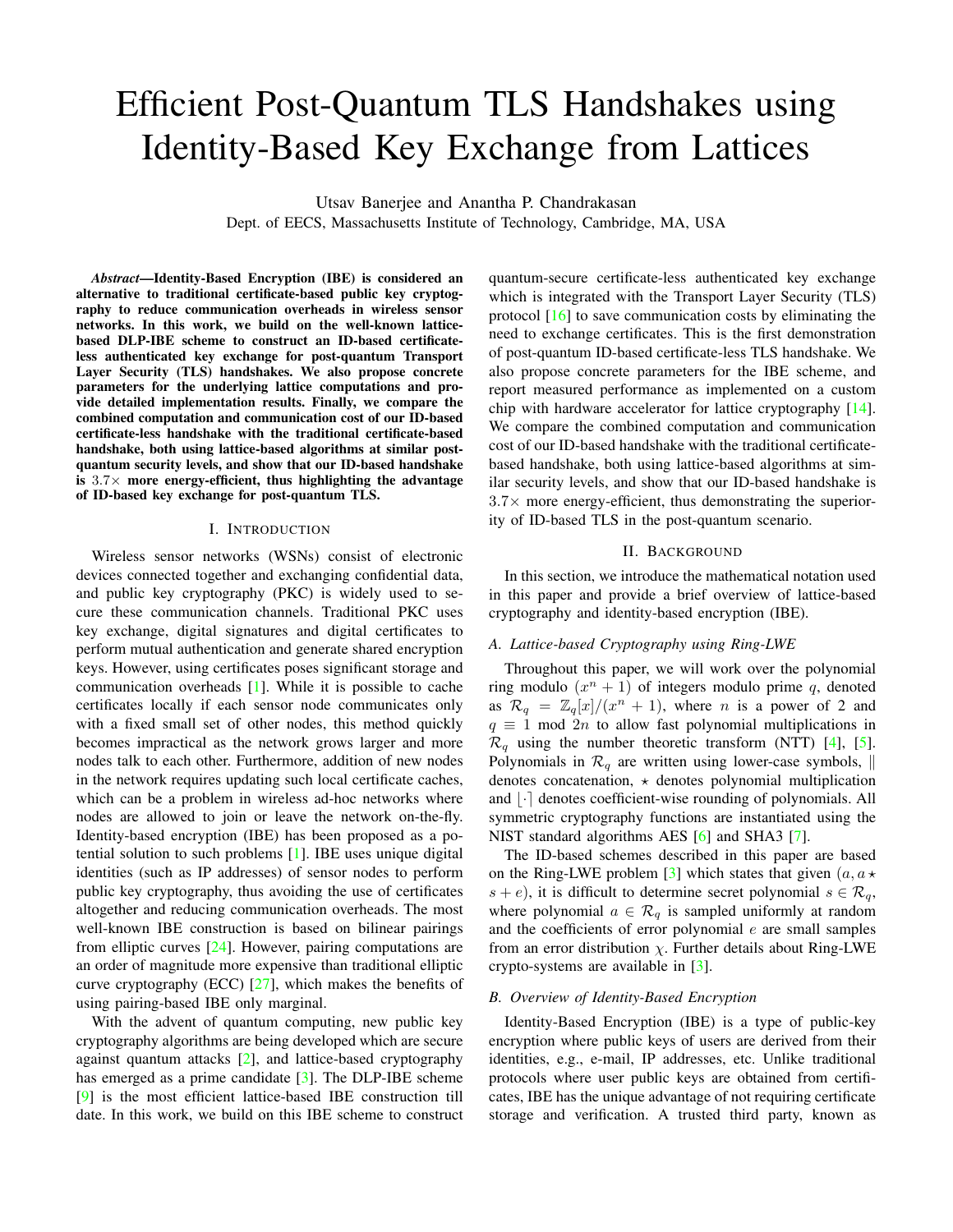# Efficient Post-Quantum TLS Handshakes using Identity-Based Key Exchange from Lattices

Utsav Banerjee and Anantha P. Chandrakasan

Dept. of EECS, Massachusetts Institute of Technology, Cambridge, MA, USA

***Abstract*—Identity-Based Encryption (IBE) is considered an alternative to traditional certificate-based public key cryptography to reduce communication overheads in wireless sensor networks. In this work, we build on the well-known lattice-based DLP-IBE scheme to construct an ID-based certificate-less authenticated key exchange for post-quantum Transport Layer Security (TLS) handshakes. We also propose concrete parameters for the underlying lattice computations and provide detailed implementation results. Finally, we compare the combined computation and communication cost of our ID-based certificate-less handshake with the traditional certificate-based handshake, both using lattice-based algorithms at similar post-quantum security levels, and show that our ID-based handshake is $3.7\times$ more energy-efficient, thus highlighting the advantage of ID-based key exchange for post-quantum TLS.**

## I. Introduction

Wireless sensor networks (WSNs) consist of electronic devices connected together and exchanging confidential data, and public key cryptography (PKC) is widely used to secure these communication channels. Traditional PKC uses key exchange, digital signatures and digital certificates to perform mutual authentication and generate shared encryption keys. However, using certificates poses significant storage and communication overheads [1]. While it is possible to cache certificates locally if each sensor node communicates only with a fixed small set of other nodes, this method quickly becomes impractical as the network grows larger and more nodes talk to each other. Furthermore, addition of new nodes in the network requires updating such local certificate caches, which can be a problem in wireless ad-hoc networks where nodes are allowed to join or leave the network on-the-fly. Identity-based encryption (IBE) has been proposed as a potential solution to such problems [1]. IBE uses unique digital identities (such as IP addresses) of sensor nodes to perform public key cryptography, thus avoiding the use of certificates altogether and reducing communication overheads. The most well-known IBE construction is based on bilinear pairings from elliptic curves [24]. However, pairing computations are an order of magnitude more expensive than traditional elliptic curve cryptography (ECC) [27], which makes the benefits of using pairing-based IBE only marginal.

With the advent of quantum computing, new public key cryptography algorithms are being developed which are secure against quantum attacks [2], and lattice-based cryptography has emerged as a prime candidate [3]. The DLP-IBE scheme [9] is the most efficient lattice-based IBE construction till date. In this work, we build on this IBE scheme to construct quantum-secure certificate-less authenticated key exchange which is integrated with the Transport Layer Security (TLS) protocol [16] to save communication costs by eliminating the need to exchange certificates. This is the first demonstration of post-quantum ID-based certificate-less TLS handshake. We also propose concrete parameters for the IBE scheme, and report measured performance as implemented on a custom chip with hardware accelerator for lattice cryptography [14]. We compare the combined computation and communication cost of our ID-based handshake with the traditional certificate-based handshake, both using lattice-based algorithms at similar security levels, and show that our ID-based handshake is $3.7\times$ more energy-efficient, thus demonstrating the superiority of ID-based TLS in the post-quantum scenario.

## II. Background

In this section, we introduce the mathematical notation used in this paper and provide a brief overview of lattice-based cryptography and identity-based encryption (IBE).

### A. Lattice-based Cryptography using Ring-LWE

Throughout this paper, we will work over the polynomial ring modulo $(x^n + 1)$ of integers modulo prime $q$, denoted as $\mathcal{R}_q = \mathbb{Z}_q[x]/(x^n + 1)$, where $n$ is a power of 2 and $q \equiv 1 \bmod 2n$ to allow fast polynomial multiplications in $\mathcal{R}_q$ using the number theoretic transform (NTT) [4], [5]. Polynomials in $\mathcal{R}_q$ are written using lower-case symbols, $\|$ denotes concatenation, $\star$ denotes polynomial multiplication and $\lfloor \cdot \rceil$ denotes coefficient-wise rounding of polynomials. All symmetric cryptography functions are instantiated using the NIST standard algorithms AES [6] and SHA3 [7].

The ID-based schemes described in this paper are based on the Ring-LWE problem [3] which states that given $(a, a \star s + e)$, it is difficult to determine secret polynomial $s \in \mathcal{R}_q$, where polynomial $a \in \mathcal{R}_q$ is sampled uniformly at random and the coefficients of error polynomial $e$ are small samples from an error distribution $\chi$. Further details about Ring-LWE crypto-systems are available in [3].

### B. Overview of Identity-Based Encryption

Identity-Based Encryption (IBE) is a type of public-key encryption where public keys of users are derived from their identities, e.g., e-mail, IP addresses, etc. Unlike traditional protocols where user public keys are obtained from certificates, IBE has the unique advantage of not requiring certificate storage and verification. A trusted third party, known as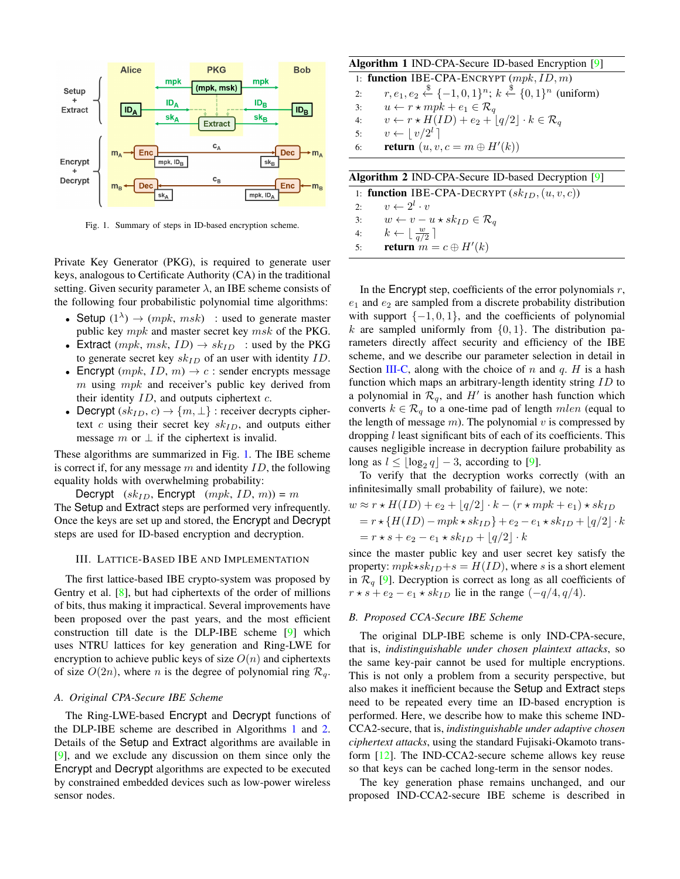Fig. 1. Summary of steps in ID-based encryption scheme.

Private Key Generator (PKG), is required to generate user keys, analogous to Certificate Authority (CA) in the traditional setting. Given security parameter $\lambda$, an IBE scheme consists of the following four probabilistic polynomial time algorithms:

- Setup $(1^\lambda) \rightarrow (mpk,\ msk)$ : used to generate master public key $mpk$ and master secret key $msk$ of the PKG.
- Extract $(mpk,\ msk,\ ID) \rightarrow sk_{ID}$ : used by the PKG to generate secret key $sk_{ID}$ of an user with identity $ID$.
- Encrypt $(mpk,\ ID,\ m) \rightarrow c$ : sender encrypts message $m$ using $mpk$ and receiver's public key derived from their identity $ID$, and outputs ciphertext $c$.
- Decrypt $(sk_{ID},\ c) \rightarrow \{m, \perp\}$ : receiver decrypts ciphertext $c$ using their secret key $sk_{ID}$, and outputs either message $m$ or $\perp$ if the ciphertext is invalid.

These algorithms are summarized in Fig. 1. The IBE scheme is correct if, for any message $m$ and identity $ID$, the following equality holds with overwhelming probability:

Decrypt $(sk_{ID}$, Encrypt $(mpk,\ ID,\ m))$ = $m$

The Setup and Extract steps are performed very infrequently. Once the keys are set up and stored, the Encrypt and Decrypt steps are used for ID-based encryption and decryption.

## III. Lattice-Based IBE and Implementation

The first lattice-based IBE crypto-system was proposed by Gentry et al. [8], but had ciphertexts of the order of millions of bits, thus making it impractical. Several improvements have been proposed over the past years, and the most efficient construction till date is the DLP-IBE scheme [9] which uses NTRU lattices for key generation and Ring-LWE for encryption to achieve public keys of size $O(n)$ and ciphertexts of size $O(2n)$, where $n$ is the degree of polynomial ring $\mathcal{R}_q$.

### A. Original CPA-Secure IBE Scheme

The Ring-LWE-based Encrypt and Decrypt functions of the DLP-IBE scheme are described in Algorithms 1 and 2. Details of the Setup and Extract algorithms are available in [9], and we exclude any discussion on them since only the Encrypt and Decrypt algorithms are expected to be executed by constrained embedded devices such as low-power wireless sensor nodes.

**Algorithm 1** IND-CPA-Secure ID-based Encryption [9]

1: **function** IBE-CPA-ENCRYPT $(mpk, ID, m)$
2: $\quad r, e_1, e_2 \xleftarrow{\$} \{-1, 0, 1\}^n$; $k \xleftarrow{\$} \{0, 1\}^n$ (uniform)
3: $\quad u \leftarrow r \star mpk + e_1 \in \mathcal{R}_q$
4: $\quad v \leftarrow r \star H(ID) + e_2 + \lfloor q/2 \rfloor \cdot k \in \mathcal{R}_q$
5: $\quad v \leftarrow \lfloor v/2^l \rceil$
6: $\quad$ **return** $(u, v, c = m \oplus H'(k))$

**Algorithm 2** IND-CPA-Secure ID-based Decryption [9]

1: **function** IBE-CPA-DECRYPT $(sk_{ID}, (u, v, c))$
2: $\quad v \leftarrow 2^l \cdot v$
3: $\quad w \leftarrow v - u \star sk_{ID} \in \mathcal{R}_q$
4: $\quad k \leftarrow \lfloor \frac{w}{q/2} \rceil$
5: $\quad$ **return** $m = c \oplus H'(k)$

In the Encrypt step, coefficients of the error polynomials $r$, $e_1$ and $e_2$ are sampled from a discrete probability distribution with support $\{-1, 0, 1\}$, and the coefficients of polynomial $k$ are sampled uniformly from $\{0, 1\}$. The distribution parameters directly affect security and efficiency of the IBE scheme, and we describe our parameter selection in detail in Section III-C, along with the choice of $n$ and $q$. $H$ is a hash function which maps an arbitrary-length identity string $ID$ to a polynomial in $\mathcal{R}_q$, and $H'$ is another hash function which converts $k \in \mathcal{R}_q$ to a one-time pad of length $mlen$ (equal to the length of message $m$). The polynomial $v$ is compressed by dropping $l$ least significant bits of each of its coefficients. This causes negligible increase in decryption failure probability as long as $l \leq \lfloor \log_2 q \rfloor - 3$, according to [9].

To verify that the decryption works correctly (with an infinitesimally small probability of failure), we note:

$$
\begin{aligned}
w &\approx r \star H(ID) + e_2 + \lfloor q/2 \rfloor \cdot k - (r \star mpk + e_1) \star sk_{ID} \\
&= r \star \{H(ID) - mpk \star sk_{ID}\} + e_2 - e_1 \star sk_{ID} + \lfloor q/2 \rfloor \cdot k \\
&= r \star s + e_2 - e_1 \star sk_{ID} + \lfloor q/2 \rfloor \cdot k
\end{aligned}
$$

since the master public key and user secret key satisfy the property: $mpk \star sk_{ID} + s = H(ID)$, where $s$ is a short element in $\mathcal{R}_q$ [9]. Decryption is correct as long as all coefficients of $r \star s + e_2 - e_1 \star sk_{ID}$ lie in the range $(-q/4, q/4)$.

### B. Proposed CCA-Secure IBE Scheme

The original DLP-IBE scheme is only IND-CPA-secure, that is, *indistinguishable under chosen plaintext attacks*, so the same key-pair cannot be used for multiple encryptions. This is not only a problem from a security perspective, but also makes it inefficient because the Setup and Extract steps need to be repeated every time an ID-based encryption is performed. Here, we describe how to make this scheme IND-CCA2-secure, that is, *indistinguishable under adaptive chosen ciphertext attacks*, using the standard Fujisaki-Okamoto transform [12]. The IND-CCA2-secure scheme allows key reuse so that keys can be cached long-term in the sensor nodes.

The key generation phase remains unchanged, and our proposed IND-CCA2-secure IBE scheme is described in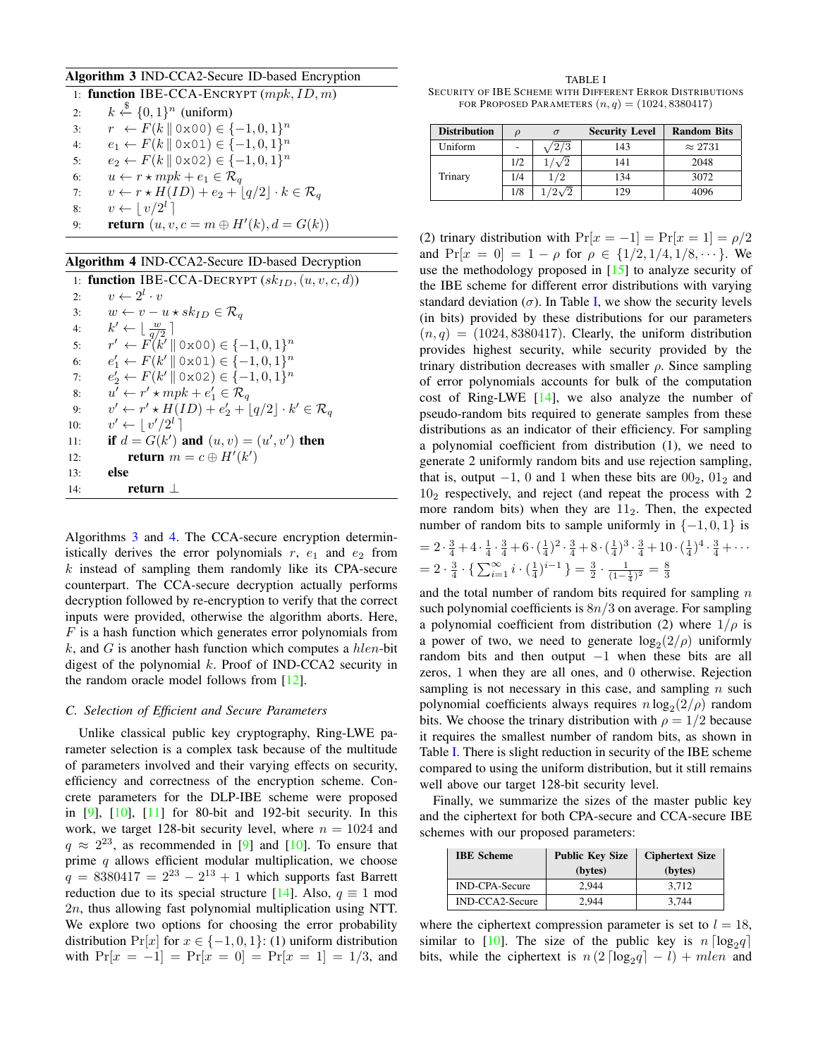**Algorithm 3** IND-CCA2-Secure ID-based Encryption

```
1: function IBE-CCA-ENCRYPT (mpk, ID, m)
2:     k ←$ {0,1}^n (uniform)
3:     r  ← F(k ‖ 0x00) ∈ {−1,0,1}^n
4:     e1 ← F(k ‖ 0x01) ∈ {−1,0,1}^n
5:     e2 ← F(k ‖ 0x02) ∈ {−1,0,1}^n
6:     u ← r ⋆ mpk + e1 ∈ R_q
7:     v ← r ⋆ H(ID) + e2 + ⌊q/2⌋ · k ∈ R_q
8:     v ← ⌊ v/2^l ⌉
9:     return (u, v, c = m ⊕ H'(k), d = G(k))
```

**Algorithm 4** IND-CCA2-Secure ID-based Decryption

```
1: function IBE-CCA-DECRYPT (sk_ID, (u, v, c, d))
2:     v ← 2^l · v
3:     w ← v − u ⋆ sk_ID ∈ R_q
4:     k' ← ⌊ w/(q/2) ⌉
5:     r'  ← F(k' ‖ 0x00) ∈ {−1,0,1}^n
6:     e'1 ← F(k' ‖ 0x01) ∈ {−1,0,1}^n
7:     e'2 ← F(k' ‖ 0x02) ∈ {−1,0,1}^n
8:     u' ← r' ⋆ mpk + e'1 ∈ R_q
9:     v' ← r' ⋆ H(ID) + e'2 + ⌊q/2⌋ · k' ∈ R_q
10:    v' ← ⌊ v'/2^l ⌉
11:    if d = G(k') and (u, v) = (u', v') then
12:        return m = c ⊕ H'(k')
13:    else
14:        return ⊥
```

Algorithms 3 and 4. The CCA-secure encryption deterministically derives the error polynomials $r$, $e_1$ and $e_2$ from $k$ instead of sampling them randomly like its CPA-secure counterpart. The CCA-secure decryption actually performs decryption followed by re-encryption to verify that the correct inputs were provided, otherwise the algorithm aborts. Here, $F$ is a hash function which generates error polynomials from $k$, and $G$ is another hash function which computes a $hlen$-bit digest of the polynomial $k$. Proof of IND-CCA2 security in the random oracle model follows from [12].

### C. Selection of Efficient and Secure Parameters

Unlike classical public key cryptography, Ring-LWE parameter selection is a complex task because of the multitude of parameters involved and their varying effects on security, efficiency and correctness of the encryption scheme. Concrete parameters for the DLP-IBE scheme were proposed in [9], [10], [11] for 80-bit and 192-bit security. In this work, we target 128-bit security level, where $n = 1024$ and $q \approx 2^{23}$, as recommended in [9] and [10]. To ensure that prime $q$ allows efficient modular multiplication, we choose $q = 8380417 = 2^{23} - 2^{13} + 1$ which supports fast Barrett reduction due to its special structure [14]. Also, $q \equiv 1 \bmod 2n$, thus allowing fast polynomial multiplication using NTT. We explore two options for choosing the error probability distribution $\Pr[x]$ for $x \in \{-1, 0, 1\}$: (1) uniform distribution with $\Pr[x = -1] = \Pr[x = 0] = \Pr[x = 1] = 1/3$, and (2) trinary distribution with $\Pr[x = -1] = \Pr[x = 1] = \rho/2$ and $\Pr[x = 0] = 1 - \rho$ for $\rho \in \{1/2, 1/4, 1/8, \cdots\}$. We use the methodology proposed in [15] to analyze security of the IBE scheme for different error distributions with varying standard deviation ($\sigma$). In Table I, we show the security levels (in bits) provided by these distributions for our parameters $(n, q) = (1024, 8380417)$. Clearly, the uniform distribution provides highest security, while security provided by the trinary distribution decreases with smaller $\rho$. Since sampling of error polynomials accounts for bulk of the computation cost of Ring-LWE [14], we also analyze the number of pseudo-random bits required to generate samples from these distributions as an indicator of their efficiency. For sampling a polynomial coefficient from distribution (1), we need to generate 2 uniformly random bits and use rejection sampling, that is, output $-1$, $0$ and $1$ when these bits are $00_2$, $01_2$ and $10_2$ respectively, and reject (and repeat the process with 2 more random bits) when they are $11_2$. Then, the expected number of random bits to sample uniformly in $\{-1, 0, 1\}$ is

$$= 2 \cdot \tfrac{3}{4} + 4 \cdot \tfrac{1}{4} \cdot \tfrac{3}{4} + 6 \cdot (\tfrac{1}{4})^2 \cdot \tfrac{3}{4} + 8 \cdot (\tfrac{1}{4})^3 \cdot \tfrac{3}{4} + 10 \cdot (\tfrac{1}{4})^4 \cdot \tfrac{3}{4} + \cdots$$
$$= 2 \cdot \tfrac{3}{4} \cdot \{ \textstyle\sum_{i=1}^{\infty} i \cdot (\tfrac{1}{4})^{i-1} \} = \tfrac{3}{2} \cdot \tfrac{1}{(1-\frac{1}{4})^2} = \tfrac{8}{3}$$

and the total number of random bits required for sampling $n$ such polynomial coefficients is $8n/3$ on average. For sampling a polynomial coefficient from distribution (2) where $1/\rho$ is a power of two, we need to generate $\log_2(2/\rho)$ uniformly random bits and then output $-1$ when these bits are all zeros, $1$ when they are all ones, and $0$ otherwise. Rejection sampling is not necessary in this case, and sampling $n$ such polynomial coefficients always requires $n \log_2(2/\rho)$ random bits. We choose the trinary distribution with $\rho = 1/2$ because it requires the smallest number of random bits, as shown in Table I. There is slight reduction in security of the IBE scheme compared to using the uniform distribution, but it still remains well above our target 128-bit security level.

TABLE I
SECURITY OF IBE SCHEME WITH DIFFERENT ERROR DISTRIBUTIONS FOR PROPOSED PARAMETERS $(n, q) = (1024, 8380417)$

| Distribution | $\rho$ | $\sigma$ | Security Level | Random Bits |
|---|---|---|---|---|
| Uniform | - | $\sqrt{2/3}$ | 143 | $\approx 2731$ |
| Trinary | 1/2 | $1/\sqrt{2}$ | 141 | 2048 |
| | 1/4 | $1/2$ | 134 | 3072 |
| | 1/8 | $1/2\sqrt{2}$ | 129 | 4096 |

Finally, we summarize the sizes of the master public key and the ciphertext for both CPA-secure and CCA-secure IBE schemes with our proposed parameters:

| IBE Scheme | Public Key Size (bytes) | Ciphertext Size (bytes) |
|---|---|---|
| IND-CPA-Secure | 2,944 | 3,712 |
| IND-CCA2-Secure | 2,944 | 3,744 |

where the ciphertext compression parameter is set to $l = 18$, similar to [10]. The size of the public key is $n \lceil \log_2 q \rceil$ bits, while the ciphertext is $n (2 \lceil \log_2 q \rceil - l) + mlen$ and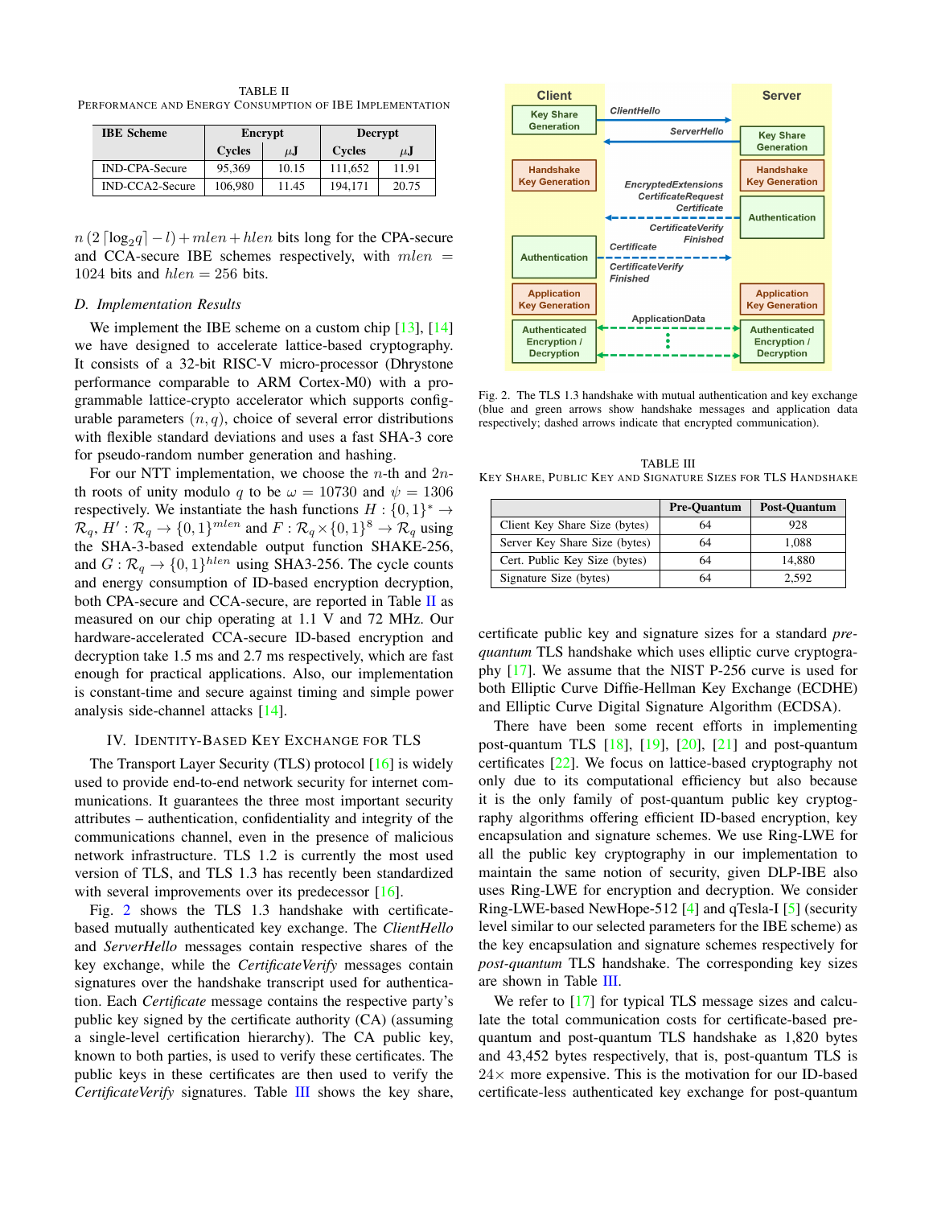TABLE II
PERFORMANCE AND ENERGY CONSUMPTION OF IBE IMPLEMENTATION

| IBE Scheme | Encrypt | | Decrypt | |
|---|---|---|---|---|
| | Cycles | $\mu$J | Cycles | $\mu$J |
| IND-CPA-Secure | 95,369 | 10.15 | 111,652 | 11.91 |
| IND-CCA2-Secure | 106,980 | 11.45 | 194,171 | 20.75 |

$n\left(2\left\lceil\log_2 q\right\rceil - l\right) + mlen + hlen$ bits long for the CPA-secure and CCA-secure IBE schemes respectively, with $mlen = 1024$ bits and $hlen = 256$ bits.

### D. Implementation Results

We implement the IBE scheme on a custom chip [13], [14] we have designed to accelerate lattice-based cryptography. It consists of a 32-bit RISC-V micro-processor (Dhrystone performance comparable to ARM Cortex-M0) with a programmable lattice-crypto accelerator which supports configurable parameters $(n, q)$, choice of several error distributions with flexible standard deviations and uses a fast SHA-3 core for pseudo-random number generation and hashing.

For our NTT implementation, we choose the $n$-th and $2n$-th roots of unity modulo $q$ to be $\omega = 10730$ and $\psi = 1306$ respectively. We instantiate the hash functions $H : \{0,1\}^* \rightarrow \mathcal{R}_q$, $H' : \mathcal{R}_q \rightarrow \{0,1\}^{mlen}$ and $F : \mathcal{R}_q \times \{0,1\}^8 \rightarrow \mathcal{R}_q$ using the SHA-3-based extendable output function SHAKE-256, and $G : \mathcal{R}_q \rightarrow \{0,1\}^{hlen}$ using SHA3-256. The cycle counts and energy consumption of ID-based encryption decryption, both CPA-secure and CCA-secure, are reported in Table II as measured on our chip operating at 1.1 V and 72 MHz. Our hardware-accelerated CCA-secure ID-based encryption and decryption take 1.5 ms and 2.7 ms respectively, which are fast enough for practical applications. Also, our implementation is constant-time and secure against timing and simple power analysis side-channel attacks [14].

## IV. Identity-Based Key Exchange for TLS

The Transport Layer Security (TLS) protocol [16] is widely used to provide end-to-end network security for internet communications. It guarantees the three most important security attributes – authentication, confidentiality and integrity of the communications channel, even in the presence of malicious network infrastructure. TLS 1.2 is currently the most used version of TLS, and TLS 1.3 has recently been standardized with several improvements over its predecessor [16].

Fig. 2 shows the TLS 1.3 handshake with certificate-based mutually authenticated key exchange. The *ClientHello* and *ServerHello* messages contain respective shares of the key exchange, while the *CertificateVerify* messages contain signatures over the handshake transcript used for authentication. Each *Certificate* message contains the respective party's public key signed by the certificate authority (CA) (assuming a single-level certification hierarchy). The CA public key, known to both parties, is used to verify these certificates. The public keys in these certificates are then used to verify the *CertificateVerify* signatures. Table III shows the key share,

Client
Key Share Generation
Handshake Key Generation
Authentication
Application Key Generation
Authenticated Encryption / Decryption

Server
Key Share Generation
Handshake Key Generation
Authentication
Application Key Generation
Authenticated Encryption / Decryption

ClientHello
ServerHello
EncryptedExtensions
CertificateRequest
Certificate
CertificateVerify
Finished
Certificate
CertificateVerify
Finished
ApplicationData

Fig. 2. The TLS 1.3 handshake with mutual authentication and key exchange (blue and green arrows show handshake messages and application data respectively; dashed arrows indicate that encrypted communication).

TABLE III
KEY SHARE, PUBLIC KEY AND SIGNATURE SIZES FOR TLS HANDSHAKE

| | Pre-Quantum | Post-Quantum |
|---|---|---|
| Client Key Share Size (bytes) | 64 | 928 |
| Server Key Share Size (bytes) | 64 | 1,088 |
| Cert. Public Key Size (bytes) | 64 | 14,880 |
| Signature Size (bytes) | 64 | 2,592 |

certificate public key and signature sizes for a standard *pre-quantum* TLS handshake which uses elliptic curve cryptography [17]. We assume that the NIST P-256 curve is used for both Elliptic Curve Diffie-Hellman Key Exchange (ECDHE) and Elliptic Curve Digital Signature Algorithm (ECDSA).

There have been some recent efforts in implementing post-quantum TLS [18], [19], [20], [21] and post-quantum certificates [22]. We focus on lattice-based cryptography not only due to its computational efficiency but also because it is the only family of post-quantum public key cryptography algorithms offering efficient ID-based encryption, key encapsulation and signature schemes. We use Ring-LWE for all the public key cryptography in our implementation to maintain the same notion of security, given DLP-IBE also uses Ring-LWE for encryption and decryption. We consider Ring-LWE-based NewHope-512 [4] and qTesla-I [5] (security level similar to our selected parameters for the IBE scheme) as the key encapsulation and signature schemes respectively for *post-quantum* TLS handshake. The corresponding key sizes are shown in Table III.

We refer to [17] for typical TLS message sizes and calculate the total communication costs for certificate-based pre-quantum and post-quantum TLS handshake as 1,820 bytes and 43,452 bytes respectively, that is, post-quantum TLS is $24\times$ more expensive. This is the motivation for our ID-based certificate-less authenticated key exchange for post-quantum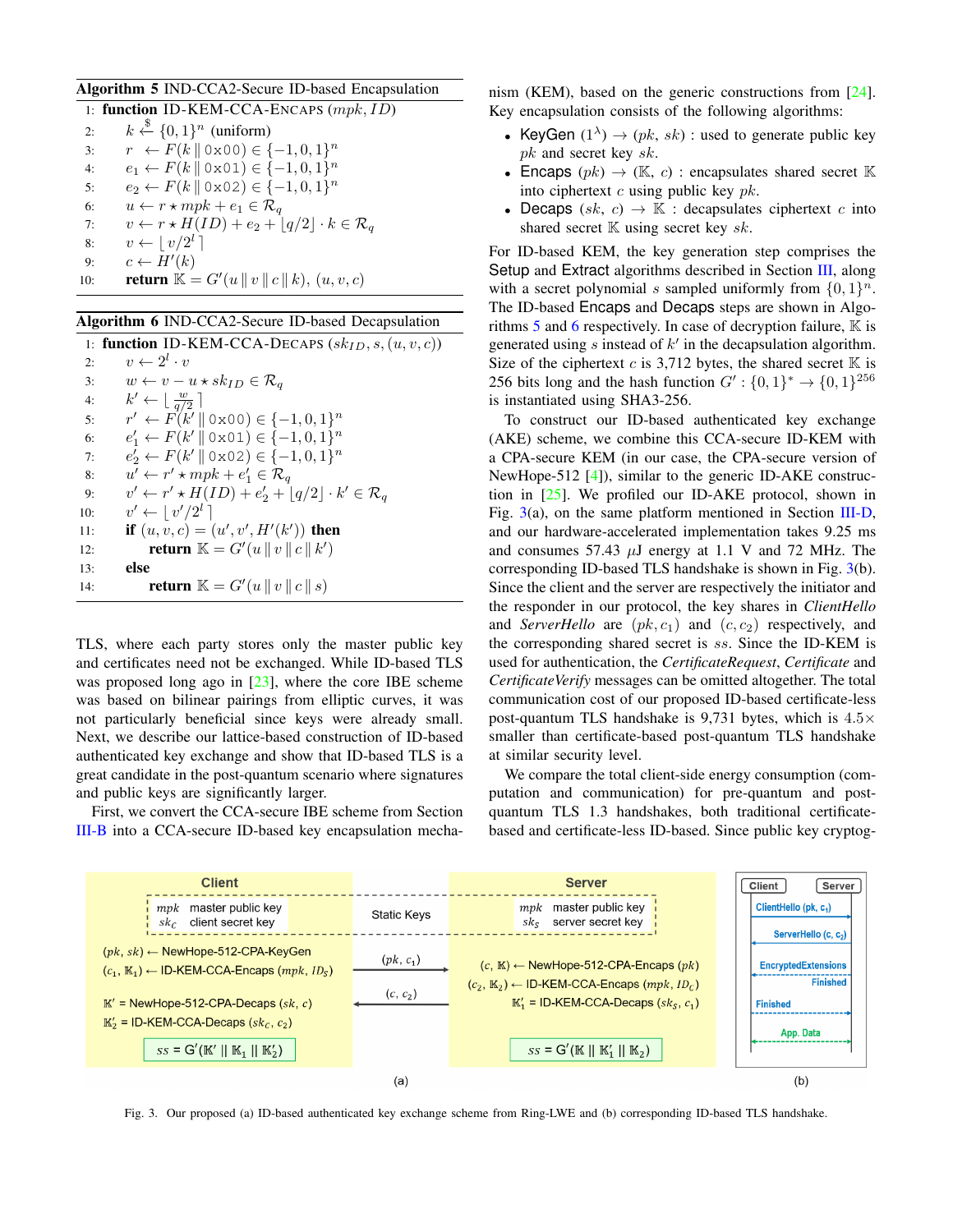**Algorithm 5** IND-CCA2-Secure ID-based Encapsulation

```
1:  function ID-KEM-CCA-ENCAPS (mpk, ID)
2:      k ←$ {0,1}^n (uniform)
3:      r  ← F(k || 0x00) ∈ {−1,0,1}^n
4:      e_1 ← F(k || 0x01) ∈ {−1,0,1}^n
5:      e_2 ← F(k || 0x02) ∈ {−1,0,1}^n
6:      u ← r ⋆ mpk + e_1 ∈ R_q
7:      v ← r ⋆ H(ID) + e_2 + ⌊q/2⌋ · k ∈ R_q
8:      v ← ⌊v/2^l⌉
9:      c ← H'(k)
10:     return K = G'(u || v || c || k), (u, v, c)
```

**Algorithm 6** IND-CCA2-Secure ID-based Decapsulation

```
1:  function ID-KEM-CCA-DECAPS (sk_ID, s, (u, v, c))
2:      v ← 2^l · v
3:      w ← v − u ⋆ sk_ID ∈ R_q
4:      k' ← ⌊ w / (q/2) ⌉
5:      r'  ← F(k' || 0x00) ∈ {−1,0,1}^n
6:      e'_1 ← F(k' || 0x01) ∈ {−1,0,1}^n
7:      e'_2 ← F(k' || 0x02) ∈ {−1,0,1}^n
8:      u' ← r' ⋆ mpk + e'_1 ∈ R_q
9:      v' ← r' ⋆ H(ID) + e'_2 + ⌊q/2⌋ · k' ∈ R_q
10:     v' ← ⌊v'/2^l⌉
11:     if (u, v, c) = (u', v', H'(k')) then
12:         return K = G'(u || v || c || k')
13:     else
14:         return K = G'(u || v || c || s)
```

TLS, where each party stores only the master public key and certificates need not be exchanged. While ID-based TLS was proposed long ago in [23], where the core IBE scheme was based on bilinear pairings from elliptic curves, it was not particularly beneficial since keys were already small. Next, we describe our lattice-based construction of ID-based authenticated key exchange and show that ID-based TLS is a great candidate in the post-quantum scenario where signatures and public keys are significantly larger.

First, we convert the CCA-secure IBE scheme from Section III-B into a CCA-secure ID-based key encapsulation mechanism (KEM), based on the generic constructions from [24]. Key encapsulation consists of the following algorithms:

- KeyGen $(1^\lambda) \rightarrow (pk, sk)$ : used to generate public key $pk$ and secret key $sk$.
- Encaps $(pk) \rightarrow (\mathbb{K}, c)$ : encapsulates shared secret $\mathbb{K}$ into ciphertext $c$ using public key $pk$.
- Decaps $(sk, c) \rightarrow \mathbb{K}$ : decapsulates ciphertext $c$ into shared secret $\mathbb{K}$ using secret key $sk$.

For ID-based KEM, the key generation step comprises the Setup and Extract algorithms described in Section III, along with a secret polynomial $s$ sampled uniformly from $\{0,1\}^n$. The ID-based Encaps and Decaps steps are shown in Algorithms 5 and 6 respectively. In case of decryption failure, $\mathbb{K}$ is generated using $s$ instead of $k'$ in the decapsulation algorithm. Size of the ciphertext $c$ is 3,712 bytes, the shared secret $\mathbb{K}$ is 256 bits long and the hash function $G' : \{0,1\}^* \rightarrow \{0,1\}^{256}$ is instantiated using SHA3-256.

To construct our ID-based authenticated key exchange (AKE) scheme, we combine this CCA-secure ID-KEM with a CPA-secure KEM (in our case, the CPA-secure version of NewHope-512 [4]), similar to the generic ID-AKE construction in [25]. We profiled our ID-AKE protocol, shown in Fig. 3(a), on the same platform mentioned in Section III-D, and our hardware-accelerated implementation takes 9.25 ms and consumes 57.43 $\mu$J energy at 1.1 V and 72 MHz. The corresponding ID-based TLS handshake is shown in Fig. 3(b). Since the client and the server are respectively the initiator and the responder in our protocol, the key shares in *ClientHello* and *ServerHello* are $(pk, c_1)$ and $(c, c_2)$ respectively, and the corresponding shared secret is $ss$. Since the ID-KEM is used for authentication, the *CertificateRequest*, *Certificate* and *CertificateVerify* messages can be omitted altogether. The total communication cost of our proposed ID-based certificate-less post-quantum TLS handshake is 9,731 bytes, which is 4.5× smaller than certificate-based post-quantum TLS handshake at similar security level.

We compare the total client-side energy consumption (computation and communication) for pre-quantum and post-quantum TLS 1.3 handshakes, both traditional certificate-based and certificate-less ID-based. Since public key cryptog-

Client

$mpk$ master public key
$sk_C$ client secret key

$(pk, sk) \leftarrow$ NewHope-512-CPA-KeyGen
$(c_1, \mathbb{K}_1) \leftarrow$ ID-KEM-CCA-Encaps $(mpk, ID_S)$

$\mathbb{K}'$ = NewHope-512-CPA-Decaps $(sk, c)$
$\mathbb{K}'_2$ = ID-KEM-CCA-Decaps $(sk_C, c_2)$

$ss$ = G'($\mathbb{K}'$ || $\mathbb{K}_1$ || $\mathbb{K}'_2$)

Static Keys

$(pk, c_1)$

$(c, c_2)$

Server

$mpk$ master public key
$sk_S$ server secret key

$(c, \mathbb{K}) \leftarrow$ NewHope-512-CPA-Encaps $(pk)$
$(c_2, \mathbb{K}_2) \leftarrow$ ID-KEM-CCA-Encaps $(mpk, ID_C)$
$\mathbb{K}'_1$ = ID-KEM-CCA-Decaps $(sk_S, c_1)$

$ss$ = G'($\mathbb{K}$ || $\mathbb{K}'_1$ || $\mathbb{K}_2$)

(a)

Client Server
ClientHello (pk, $c_1$)
ServerHello (c, $c_2$)
EncryptedExtensions
Finished
Finished
App. Data

(b)

Fig. 3. Our proposed (a) ID-based authenticated key exchange scheme from Ring-LWE and (b) corresponding ID-based TLS handshake.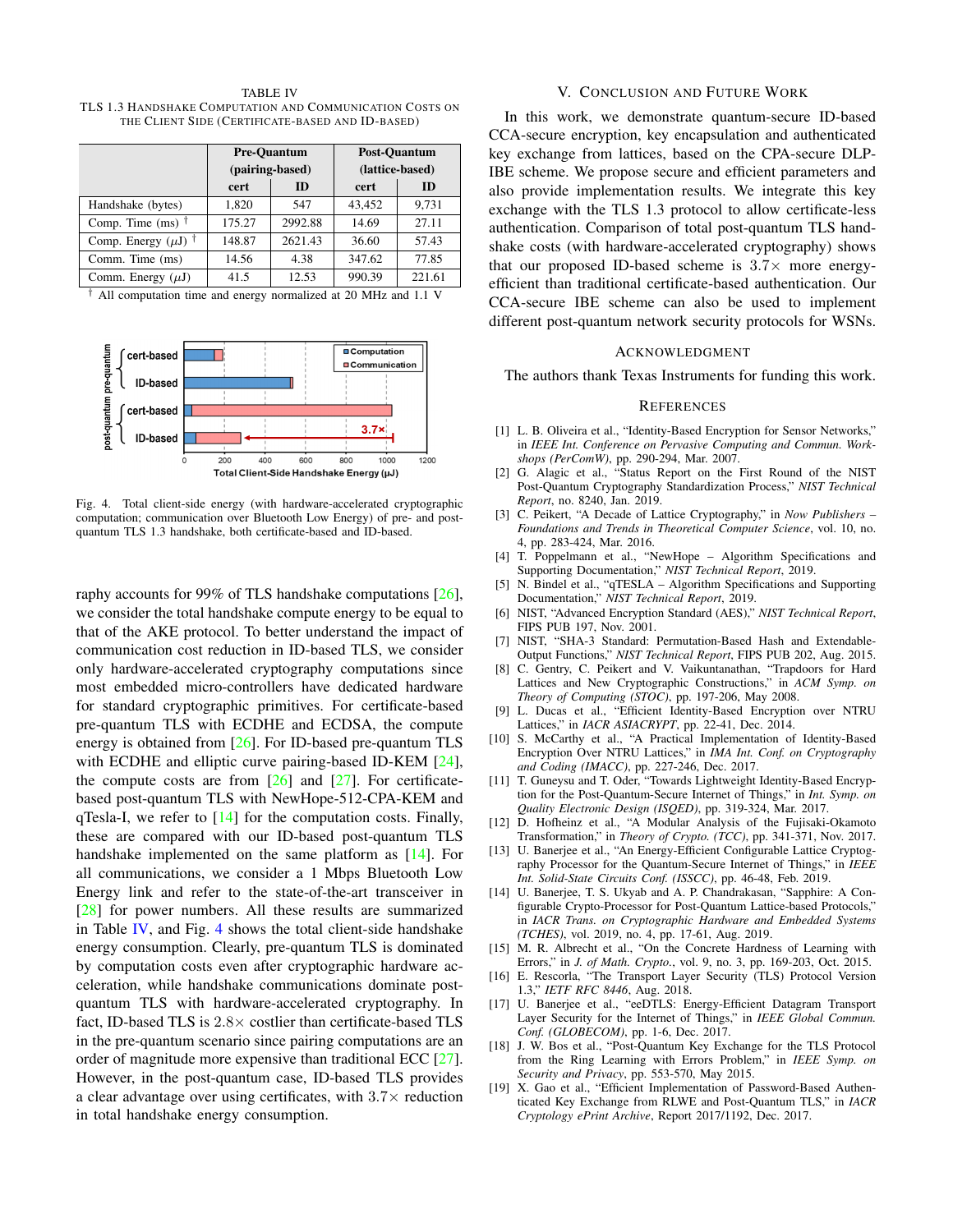TABLE IV
TLS 1.3 HANDSHAKE COMPUTATION AND COMMUNICATION COSTS ON THE CLIENT SIDE (CERTIFICATE-BASED AND ID-BASED)

| | Pre-Quantum (pairing-based) | | Post-Quantum (lattice-based) | |
|---|---|---|---|---|
| | cert | ID | cert | ID |
| Handshake (bytes) | 1,820 | 547 | 43,452 | 9,731 |
| Comp. Time (ms) † | 175.27 | 2992.88 | 14.69 | 27.11 |
| Comp. Energy ($\mu$J) † | 148.87 | 2621.43 | 36.60 | 57.43 |
| Comm. Time (ms) | 14.56 | 4.38 | 347.62 | 77.85 |
| Comm. Energy ($\mu$J) | 41.5 | 12.53 | 990.39 | 221.61 |

† All computation time and energy normalized at 20 MHz and 1.1 V

pre-quantum
post-quantum
cert-based
ID-based
cert-based
ID-based
Computation
Communication
3.7×
0
200
400
600
800
1000
1200
Total Client-Side Handshake Energy (μJ)

Fig. 4. Total client-side energy (with hardware-accelerated cryptographic computation; communication over Bluetooth Low Energy) of pre- and post-quantum TLS 1.3 handshake, both certificate-based and ID-based.

raphy accounts for 99% of TLS handshake computations [26], we consider the total handshake compute energy to be equal to that of the AKE protocol. To better understand the impact of communication cost reduction in ID-based TLS, we consider only hardware-accelerated cryptography computations since most embedded micro-controllers have dedicated hardware for standard cryptographic primitives. For certificate-based pre-quantum TLS with ECDHE and ECDSA, the compute energy is obtained from [26]. For ID-based pre-quantum TLS with ECDHE and elliptic curve pairing-based ID-KEM [24], the compute costs are from [26] and [27]. For certificate-based post-quantum TLS with NewHope-512-CPA-KEM and qTesla-I, we refer to [14] for the computation costs. Finally, these are compared with our ID-based post-quantum TLS handshake implemented on the same platform as [14]. For all communications, we consider a 1 Mbps Bluetooth Low Energy link and refer to the state-of-the-art transceiver in [28] for power numbers. All these results are summarized in Table IV, and Fig. 4 shows the total client-side handshake energy consumption. Clearly, pre-quantum TLS is dominated by computation costs even after cryptographic hardware acceleration, while handshake communications dominate post-quantum TLS with hardware-accelerated cryptography. In fact, ID-based TLS is 2.8× costlier than certificate-based TLS in the pre-quantum scenario since pairing computations are an order of magnitude more expensive than traditional ECC [27]. However, in the post-quantum case, ID-based TLS provides a clear advantage over using certificates, with 3.7× reduction in total handshake energy consumption.

## V. CONCLUSION AND FUTURE WORK

In this work, we demonstrate quantum-secure ID-based CCA-secure encryption, key encapsulation and authenticated key exchange from lattices, based on the CPA-secure DLP-IBE scheme. We propose secure and efficient parameters and also provide implementation results. We integrate this key exchange with the TLS 1.3 protocol to allow certificate-less authentication. Comparison of total post-quantum TLS handshake costs (with hardware-accelerated cryptography) shows that our proposed ID-based scheme is 3.7× more energy-efficient than traditional certificate-based authentication. Our CCA-secure IBE scheme can also be used to implement different post-quantum network security protocols for WSNs.

## ACKNOWLEDGMENT

The authors thank Texas Instruments for funding this work.

## REFERENCES

[1] L. B. Oliveira et al., "Identity-Based Encryption for Sensor Networks," in *IEEE Int. Conference on Pervasive Computing and Commun. Workshops (PerComW)*, pp. 290-294, Mar. 2007.

[2] G. Alagic et al., "Status Report on the First Round of the NIST Post-Quantum Cryptography Standardization Process," *NIST Technical Report*, no. 8240, Jan. 2019.

[3] C. Peikert, "A Decade of Lattice Cryptography," in *Now Publishers – Foundations and Trends in Theoretical Computer Science*, vol. 10, no. 4, pp. 283-424, Mar. 2016.

[4] T. Poppelmann et al., "NewHope – Algorithm Specifications and Supporting Documentation," *NIST Technical Report*, 2019.

[5] N. Bindel et al., "qTESLA – Algorithm Specifications and Supporting Documentation," *NIST Technical Report*, 2019.

[6] NIST, "Advanced Encryption Standard (AES)," *NIST Technical Report*, FIPS PUB 197, Nov. 2001.

[7] NIST, "SHA-3 Standard: Permutation-Based Hash and Extendable-Output Functions," *NIST Technical Report*, FIPS PUB 202, Aug. 2015.

[8] C. Gentry, C. Peikert and V. Vaikuntanathan, "Trapdoors for Hard Lattices and New Cryptographic Constructions," in *ACM Symp. on Theory of Computing (STOC)*, pp. 197-206, May 2008.

[9] L. Ducas et al., "Efficient Identity-Based Encryption over NTRU Lattices," in *IACR ASIACRYPT*, pp. 22-41, Dec. 2014.

[10] S. McCarthy et al., "A Practical Implementation of Identity-Based Encryption Over NTRU Lattices," in *IMA Int. Conf. on Cryptography and Coding (IMACC)*, pp. 227-246, Dec. 2017.

[11] T. Guneysu and T. Oder, "Towards Lightweight Identity-Based Encryption for the Post-Quantum-Secure Internet of Things," in *Int. Symp. on Quality Electronic Design (ISQED)*, pp. 319-324, Mar. 2017.

[12] D. Hofheinz et al., "A Modular Analysis of the Fujisaki-Okamoto Transformation," in *Theory of Crypto. (TCC)*, pp. 341-371, Nov. 2017.

[13] U. Banerjee et al., "An Energy-Efficient Configurable Lattice Cryptography Processor for the Quantum-Secure Internet of Things," in *IEEE Int. Solid-State Circuits Conf. (ISSCC)*, pp. 46-48, Feb. 2019.

[14] U. Banerjee, T. S. Ukyab and A. P. Chandrakasan, "Sapphire: A Configurable Crypto-Processor for Post-Quantum Lattice-based Protocols," in *IACR Trans. on Cryptographic Hardware and Embedded Systems (TCHES)*, vol. 2019, no. 4, pp. 17-61, Aug. 2019.

[15] M. R. Albrecht et al., "On the Concrete Hardness of Learning with Errors," in *J. of Math. Crypto.*, vol. 9, no. 3, pp. 169-203, Oct. 2015.

[16] E. Rescorla, "The Transport Layer Security (TLS) Protocol Version 1.3," *IETF RFC 8446*, Aug. 2018.

[17] U. Banerjee et al., "eeDTLS: Energy-Efficient Datagram Transport Layer Security for the Internet of Things," in *IEEE Global Commun. Conf. (GLOBECOM)*, pp. 1-6, Dec. 2017.

[18] J. W. Bos et al., "Post-Quantum Key Exchange for the TLS Protocol from the Ring Learning with Errors Problem," in *IEEE Symp. on Security and Privacy*, pp. 553-570, May 2015.

[19] X. Gao et al., "Efficient Implementation of Password-Based Authenticated Key Exchange from RLWE and Post-Quantum TLS," in *IACR Cryptology ePrint Archive*, Report 2017/1192, Dec. 2017.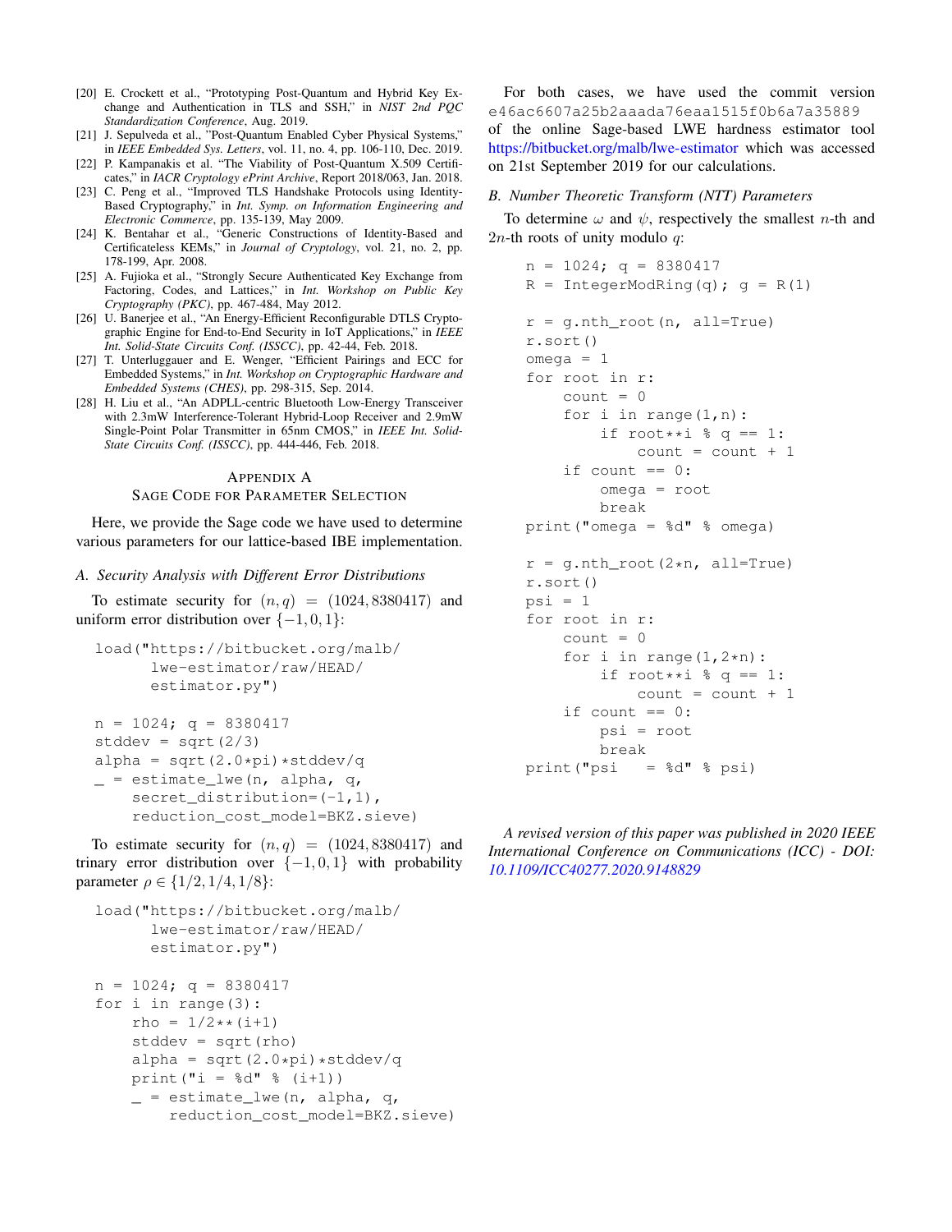[20] E. Crockett et al., "Prototyping Post-Quantum and Hybrid Key Exchange and Authentication in TLS and SSH," in *NIST 2nd PQC Standardization Conference*, Aug. 2019.

[21] J. Sepulveda et al., "Post-Quantum Enabled Cyber Physical Systems," in *IEEE Embedded Sys. Letters*, vol. 11, no. 4, pp. 106-110, Dec. 2019.

[22] P. Kampanakis et al. "The Viability of Post-Quantum X.509 Certificates," in *IACR Cryptology ePrint Archive*, Report 2018/063, Jan. 2018.

[23] C. Peng et al., "Improved TLS Handshake Protocols using Identity-Based Cryptography," in *Int. Symp. on Information Engineering and Electronic Commerce*, pp. 135-139, May 2009.

[24] K. Bentahar et al., "Generic Constructions of Identity-Based and Certificateless KEMs," in *Journal of Cryptology*, vol. 21, no. 2, pp. 178-199, Apr. 2008.

[25] A. Fujioka et al., "Strongly Secure Authenticated Key Exchange from Factoring, Codes, and Lattices," in *Int. Workshop on Public Key Cryptography (PKC)*, pp. 467-484, May 2012.

[26] U. Banerjee et al., "An Energy-Efficient Reconfigurable DTLS Cryptographic Engine for End-to-End Security in IoT Applications," in *IEEE Int. Solid-State Circuits Conf. (ISSCC)*, pp. 42-44, Feb. 2018.

[27] T. Unterluggauer and E. Wenger, "Efficient Pairings and ECC for Embedded Systems," in *Int. Workshop on Cryptographic Hardware and Embedded Systems (CHES)*, pp. 298-315, Sep. 2014.

[28] H. Liu et al., "An ADPLL-centric Bluetooth Low-Energy Transceiver with 2.3mW Interference-Tolerant Hybrid-Loop Receiver and 2.9mW Single-Point Polar Transmitter in 65nm CMOS," in *IEEE Int. Solid-State Circuits Conf. (ISSCC)*, pp. 444-446, Feb. 2018.

# Appendix A
# Sage Code for Parameter Selection

Here, we provide the Sage code we have used to determine various parameters for our lattice-based IBE implementation.

## A. *Security Analysis with Different Error Distributions*

To estimate security for $(n, q) = (1024, 8380417)$ and uniform error distribution over $\{-1, 0, 1\}$:

```
load("https://bitbucket.org/malb/
      lwe-estimator/raw/HEAD/
      estimator.py")

n = 1024; q = 8380417
stddev = sqrt(2/3)
alpha = sqrt(2.0*pi)*stddev/q
_ = estimate_lwe(n, alpha, q,
    secret_distribution=(-1,1),
    reduction_cost_model=BKZ.sieve)
```

To estimate security for $(n, q) = (1024, 8380417)$ and trinary error distribution over $\{-1, 0, 1\}$ with probability parameter $\rho \in \{1/2, 1/4, 1/8\}$:

```
load("https://bitbucket.org/malb/
      lwe-estimator/raw/HEAD/
      estimator.py")

n = 1024; q = 8380417
for i in range(3):
    rho = 1/2**(i+1)
    stddev = sqrt(rho)
    alpha = sqrt(2.0*pi)*stddev/q
    print("i = %d" % (i+1))
    _ = estimate_lwe(n, alpha, q,
        reduction_cost_model=BKZ.sieve)
```

For both cases, we have used the commit version `e46ac6607a25b2aaada76eaa1515f0b6a7a35889` of the online Sage-based LWE hardness estimator tool https://bitbucket.org/malb/lwe-estimator which was accessed on 21st September 2019 for our calculations.

## B. *Number Theoretic Transform (NTT) Parameters*

To determine $\omega$ and $\psi$, respectively the smallest $n$-th and $2n$-th roots of unity modulo $q$:

```
n = 1024; q = 8380417
R = IntegerModRing(q); g = R(1)

r = g.nth_root(n, all=True)
r.sort()
omega = 1
for root in r:
    count = 0
    for i in range(1,n):
        if root**i % q == 1:
            count = count + 1
    if count == 0:
        omega = root
        break
print("omega = %d" % omega)

r = g.nth_root(2*n, all=True)
r.sort()
psi = 1
for root in r:
    count = 0
    for i in range(1,2*n):
        if root**i % q == 1:
            count = count + 1
    if count == 0:
        psi = root
        break
print("psi   = %d" % psi)
```

*A revised version of this paper was published in 2020 IEEE International Conference on Communications (ICC) - DOI: 10.1109/ICC40277.2020.9148829*